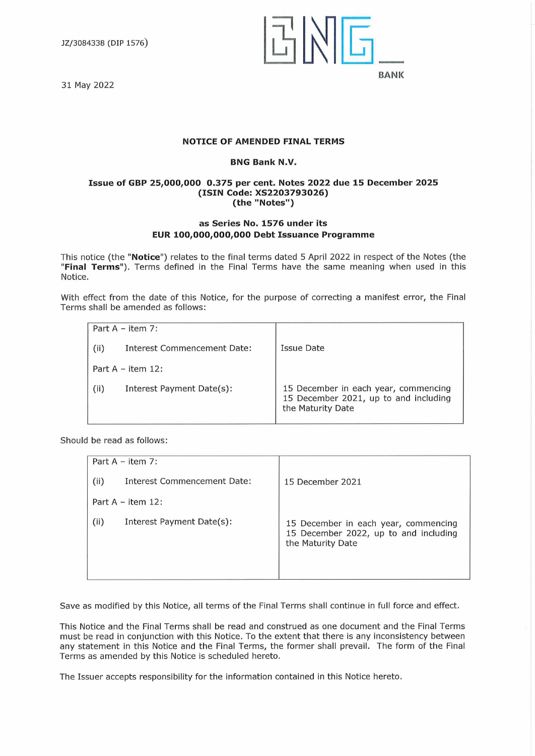JZ/3084338 (DIP 1576)

BNG BANK

31 May 2022

**NOTICE OF AMENDED FINAL TERMS**

**BNG Bank N.V.**

**Issue of GBP 25,000,000 0.375 per cent. Notes 2022 due 15 December 2025**
**(ISIN Code: XS2203793026)**
**(the "Notes")**

**as Series No. 1576 under its**
**EUR 100,000,000,000 Debt Issuance Programme**

This notice (the "**Notice**") relates to the final terms dated 5 April 2022 in respect of the Notes (the "**Final Terms**"). Terms defined in the Final Terms have the same meaning when used in this Notice.

With effect from the date of this Notice, for the purpose of correcting a manifest error, the Final Terms shall be amended as follows:

| | |
|---|---|
| Part A – item 7: | |
| (ii) Interest Commencement Date: | Issue Date |
| Part A – item 12: | |
| (ii) Interest Payment Date(s): | 15 December in each year, commencing 15 December 2021, up to and including the Maturity Date |

Should be read as follows:

| | |
|---|---|
| Part A – item 7: | |
| (ii) Interest Commencement Date: | 15 December 2021 |
| Part A – item 12: | |
| (ii) Interest Payment Date(s): | 15 December in each year, commencing 15 December 2022, up to and including the Maturity Date |

Save as modified by this Notice, all terms of the Final Terms shall continue in full force and effect.

This Notice and the Final Terms shall be read and construed as one document and the Final Terms must be read in conjunction with this Notice. To the extent that there is any inconsistency between any statement in this Notice and the Final Terms, the former shall prevail. The form of the Final Terms as amended by this Notice is scheduled hereto.

The Issuer accepts responsibility for the information contained in this Notice hereto.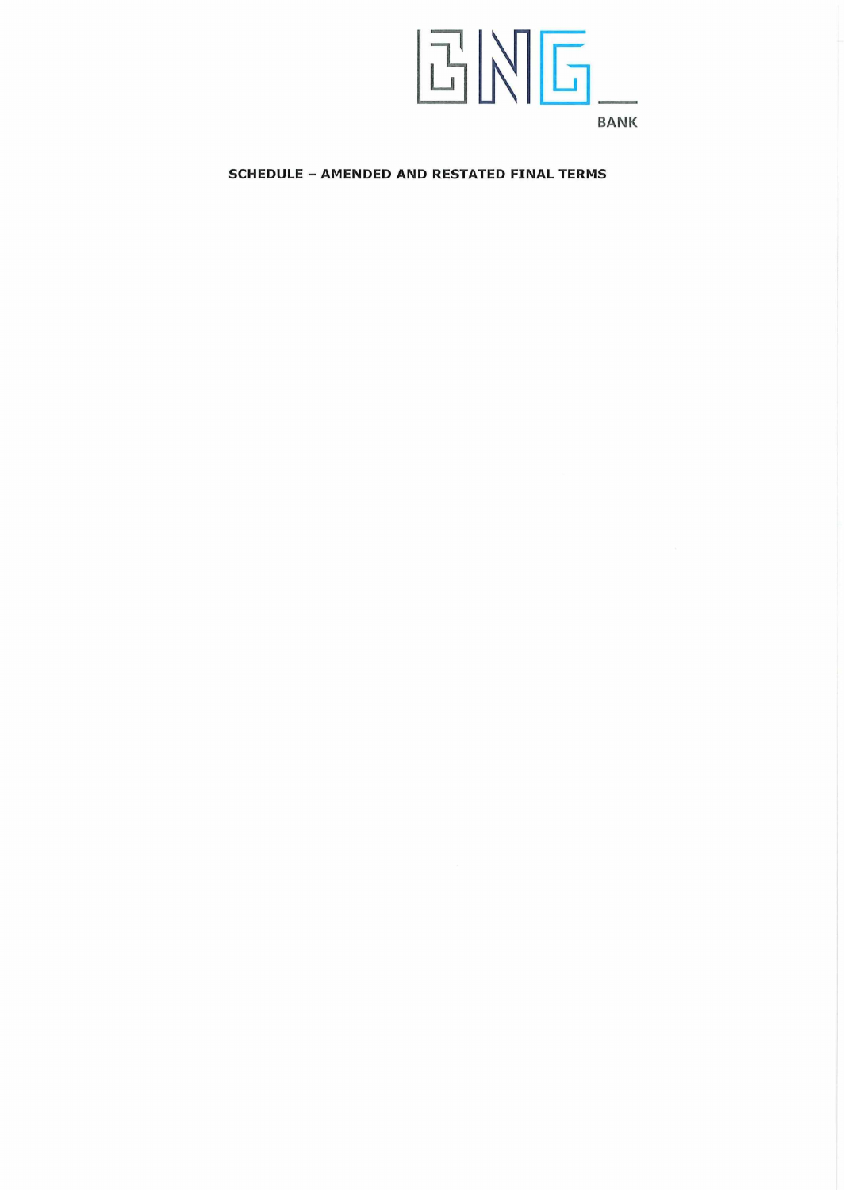BNG

BANK

**SCHEDULE – AMENDED AND RESTATED FINAL TERMS**